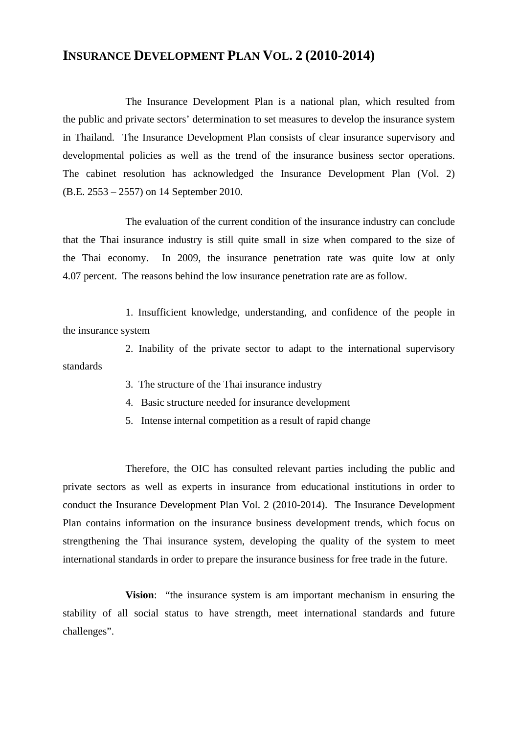# INSURANCE DEVELOPMENT PLAN VOL. 2 (2010-2014)

The Insurance Development Plan is a national plan, which resulted from the public and private sectors' determination to set measures to develop the insurance system in Thailand. The Insurance Development Plan consists of clear insurance supervisory and developmental policies as well as the trend of the insurance business sector operations. The cabinet resolution has acknowledged the Insurance Development Plan (Vol. 2) (B.E. 2553 – 2557) on 14 September 2010.

The evaluation of the current condition of the insurance industry can conclude that the Thai insurance industry is still quite small in size when compared to the size of the Thai economy. In 2009, the insurance penetration rate was quite low at only 4.07 percent. The reasons behind the low insurance penetration rate are as follow.

1. Insufficient knowledge, understanding, and confidence of the people in the insurance system
2. Inability of the private sector to adapt to the international supervisory standards
3. The structure of the Thai insurance industry
4. Basic structure needed for insurance development
5. Intense internal competition as a result of rapid change

Therefore, the OIC has consulted relevant parties including the public and private sectors as well as experts in insurance from educational institutions in order to conduct the Insurance Development Plan Vol. 2 (2010-2014). The Insurance Development Plan contains information on the insurance business development trends, which focus on strengthening the Thai insurance system, developing the quality of the system to meet international standards in order to prepare the insurance business for free trade in the future.

**Vision**: "the insurance system is am important mechanism in ensuring the stability of all social status to have strength, meet international standards and future challenges".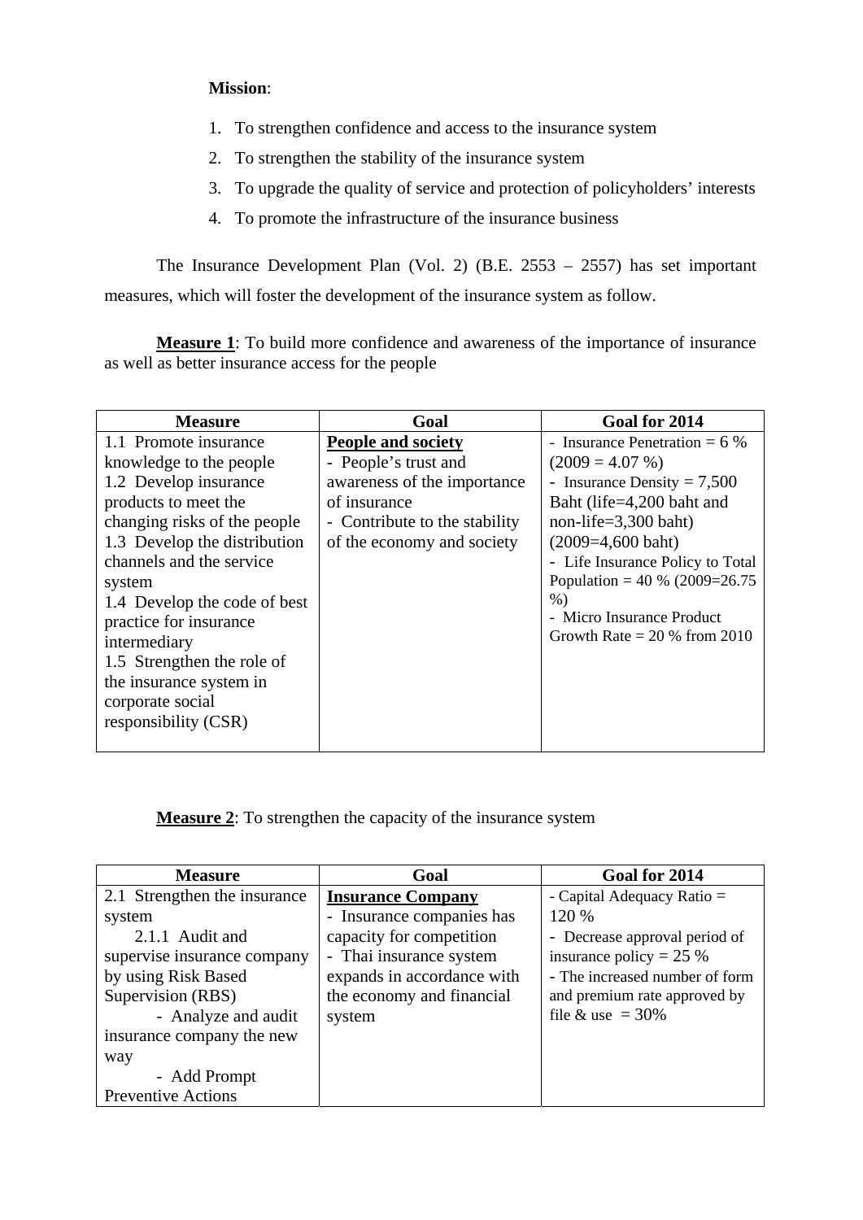**Mission**:

1. To strengthen confidence and access to the insurance system
2. To strengthen the stability of the insurance system
3. To upgrade the quality of service and protection of policyholders' interests
4. To promote the infrastructure of the insurance business

The Insurance Development Plan (Vol. 2) (B.E. 2553 – 2557) has set important measures, which will foster the development of the insurance system as follow.

**Measure 1**: To build more confidence and awareness of the importance of insurance as well as better insurance access for the people

| Measure | Goal | Goal for 2014 |
|---|---|---|
| 1.1 Promote insurance knowledge to the people<br>1.2 Develop insurance products to meet the changing risks of the people<br>1.3 Develop the distribution channels and the service system<br>1.4 Develop the code of best practice for insurance intermediary<br>1.5 Strengthen the role of the insurance system in corporate social responsibility (CSR) | **People and society**<br>- People's trust and awareness of the importance of insurance<br>- Contribute to the stability of the economy and society | - Insurance Penetration = 6 % (2009 = 4.07 %)<br>- Insurance Density = 7,500 Baht (life=4,200 baht and non-life=3,300 baht) (2009=4,600 baht)<br>- Life Insurance Policy to Total Population = 40 % (2009=26.75 %)<br>- Micro Insurance Product Growth Rate = 20 % from 2010 |

**Measure 2**: To strengthen the capacity of the insurance system

| Measure | Goal | Goal for 2014 |
|---|---|---|
| 2.1 Strengthen the insurance system<br>2.1.1 Audit and supervise insurance company by using Risk Based Supervision (RBS)<br>- Analyze and audit insurance company the new way<br>- Add Prompt Preventive Actions | **Insurance Company**<br>- Insurance companies has capacity for competition<br>- Thai insurance system expands in accordance with the economy and financial system | - Capital Adequacy Ratio = 120 %<br>- Decrease approval period of insurance policy = 25 %<br>- The increased number of form and premium rate approved by file & use = 30% |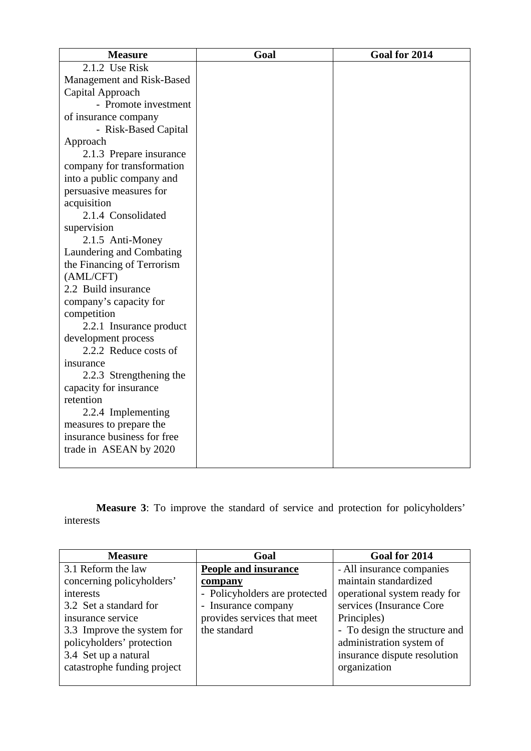| Measure | Goal | Goal for 2014 |
|---|---|---|
| 2.1.2 Use Risk Management and Risk-Based Capital Approach<br>- Promote investment of insurance company<br>- Risk-Based Capital Approach<br>2.1.3 Prepare insurance company for transformation into a public company and persuasive measures for acquisition<br>2.1.4 Consolidated supervision<br>2.1.5 Anti-Money Laundering and Combating the Financing of Terrorism (AML/CFT)<br>2.2 Build insurance company's capacity for competition<br>2.2.1 Insurance product development process<br>2.2.2 Reduce costs of insurance<br>2.2.3 Strengthening the capacity for insurance retention<br>2.2.4 Implementing measures to prepare the insurance business for free trade in ASEAN by 2020 | | |

**Measure 3**: To improve the standard of service and protection for policyholders' interests

| Measure | Goal | Goal for 2014 |
|---|---|---|
| 3.1 Reform the law concerning policyholders' interests<br>3.2 Set a standard for insurance service<br>3.3 Improve the system for policyholders' protection<br>3.4 Set up a natural catastrophe funding project | **People and insurance company**<br>- Policyholders are protected<br>- Insurance company provides services that meet the standard | - All insurance companies maintain standardized operational system ready for services (Insurance Core Principles)<br>- To design the structure and administration system of insurance dispute resolution organization |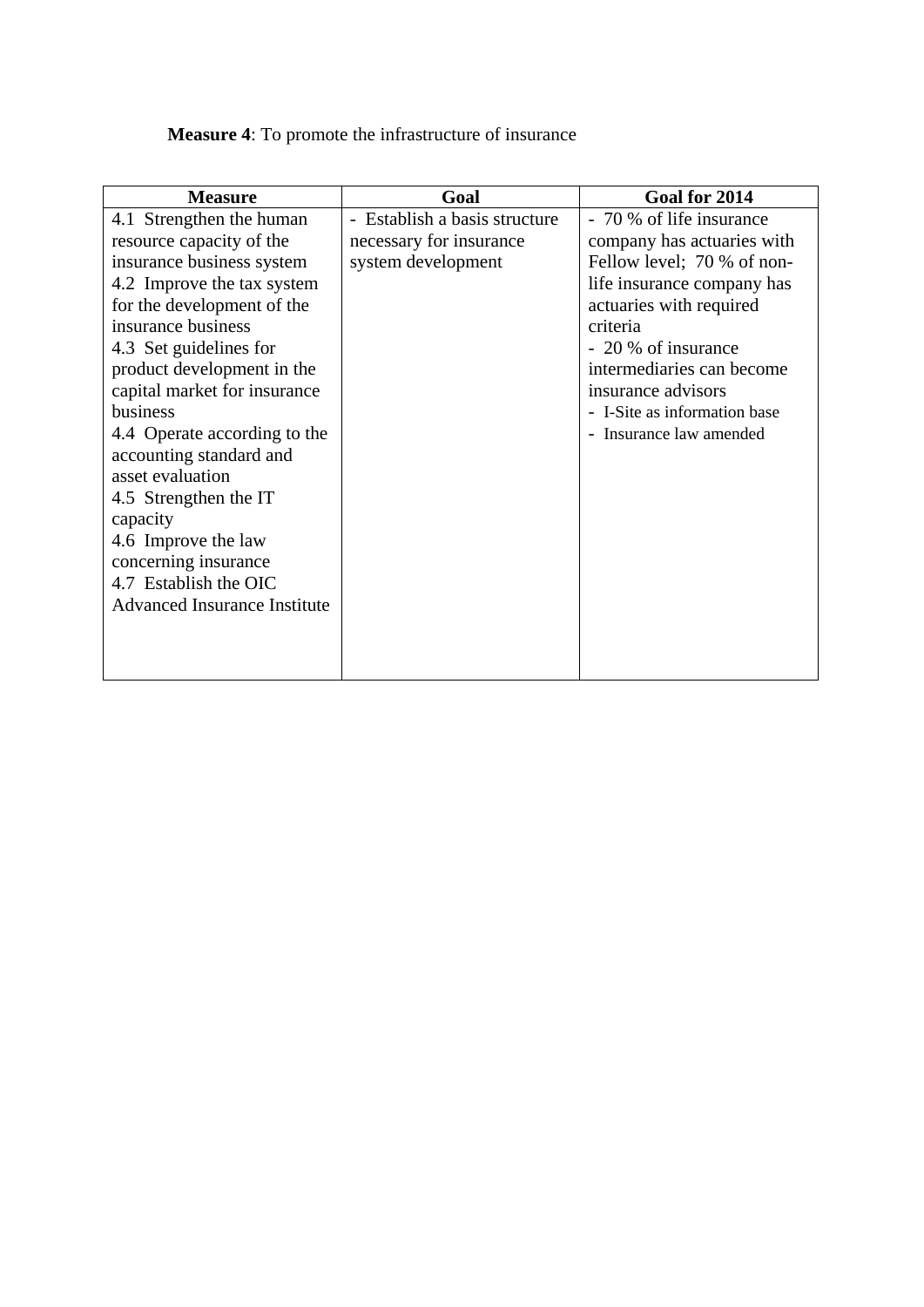**Measure 4**: To promote the infrastructure of insurance

| Measure | Goal | Goal for 2014 |
|---|---|---|
| 4.1 Strengthen the human resource capacity of the insurance business system<br>4.2 Improve the tax system for the development of the insurance business<br>4.3 Set guidelines for product development in the capital market for insurance business<br>4.4 Operate according to the accounting standard and asset evaluation<br>4.5 Strengthen the IT capacity<br>4.6 Improve the law concerning insurance<br>4.7 Establish the OIC Advanced Insurance Institute | - Establish a basis structure necessary for insurance system development | - 70 % of life insurance company has actuaries with Fellow level; 70 % of non-life insurance company has actuaries with required criteria<br>- 20 % of insurance intermediaries can become insurance advisors<br>- I-Site as information base<br>- Insurance law amended |